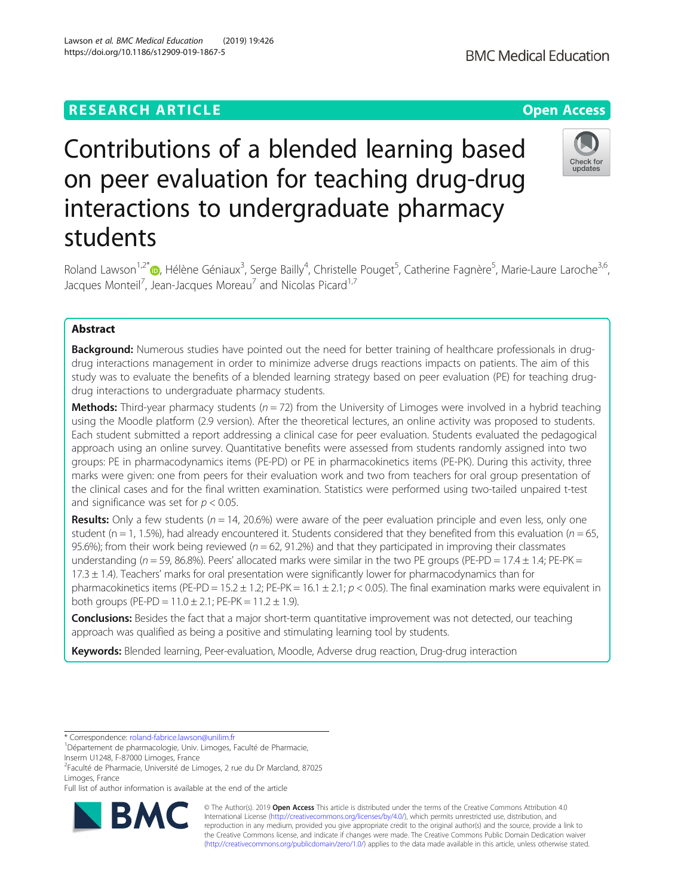RESEARCH ARTICLE

Open Access

# Contributions of a blended learning based on peer evaluation for teaching drug-drug interactions to undergraduate pharmacy students

Roland Lawson[1,2*], Hélène Géniaux[3], Serge Bailly[4], Christelle Pouget[5], Catherine Fagnère[5], Marie-Laure Laroche[3,6], Jacques Monteil[7], Jean-Jacques Moreau[7] and Nicolas Picard[1,7]

## Abstract

**Background:** Numerous studies have pointed out the need for better training of healthcare professionals in drug-drug interactions management in order to minimize adverse drugs reactions impacts on patients. The aim of this study was to evaluate the benefits of a blended learning strategy based on peer evaluation (PE) for teaching drug-drug interactions to undergraduate pharmacy students.

**Methods:** Third-year pharmacy students ($n = 72$) from the University of Limoges were involved in a hybrid teaching using the Moodle platform (2.9 version). After the theoretical lectures, an online activity was proposed to students. Each student submitted a report addressing a clinical case for peer evaluation. Students evaluated the pedagogical approach using an online survey. Quantitative benefits were assessed from students randomly assigned into two groups: PE in pharmacodynamics items (PE-PD) or PE in pharmacokinetics items (PE-PK). During this activity, three marks were given: one from peers for their evaluation work and two from teachers for oral group presentation of the clinical cases and for the final written examination. Statistics were performed using two-tailed unpaired t-test and significance was set for $p < 0.05$.

**Results:** Only a few students ($n = 14$, 20.6%) were aware of the peer evaluation principle and even less, only one student ($n = 1$, 1.5%), had already encountered it. Students considered that they benefited from this evaluation ($n = 65$, 95.6%); from their work being reviewed ($n = 62$, 91.2%) and that they participated in improving their classmates understanding ($n = 59$, 86.8%). Peers' allocated marks were similar in the two PE groups (PE-PD = 17.4 ± 1.4; PE-PK = 17.3 ± 1.4). Teachers' marks for oral presentation were significantly lower for pharmacodynamics than for pharmacokinetics items (PE-PD = 15.2 ± 1.2; PE-PK = 16.1 ± 2.1; $p < 0.05$). The final examination marks were equivalent in both groups (PE-PD = 11.0 ± 2.1; PE-PK = 11.2 ± 1.9).

**Conclusions:** Besides the fact that a major short-term quantitative improvement was not detected, our teaching approach was qualified as being a positive and stimulating learning tool by students.

**Keywords:** Blended learning, Peer-evaluation, Moodle, Adverse drug reaction, Drug-drug interaction

---

* Correspondence: roland-fabrice.lawson@unilim.fr
[1]Département de pharmacologie, Univ. Limoges, Faculté de Pharmacie, Inserm U1248, F-87000 Limoges, France
[2]Faculté de Pharmacie, Université de Limoges, 2 rue du Dr Marcland, 87025 Limoges, France
Full list of author information is available at the end of the article

© The Author(s). 2019 **Open Access** This article is distributed under the terms of the Creative Commons Attribution 4.0 International License (http://creativecommons.org/licenses/by/4.0/), which permits unrestricted use, distribution, and reproduction in any medium, provided you give appropriate credit to the original author(s) and the source, provide a link to the Creative Commons license, and indicate if changes were made. The Creative Commons Public Domain Dedication waiver (http://creativecommons.org/publicdomain/zero/1.0/) applies to the data made available in this article, unless otherwise stated.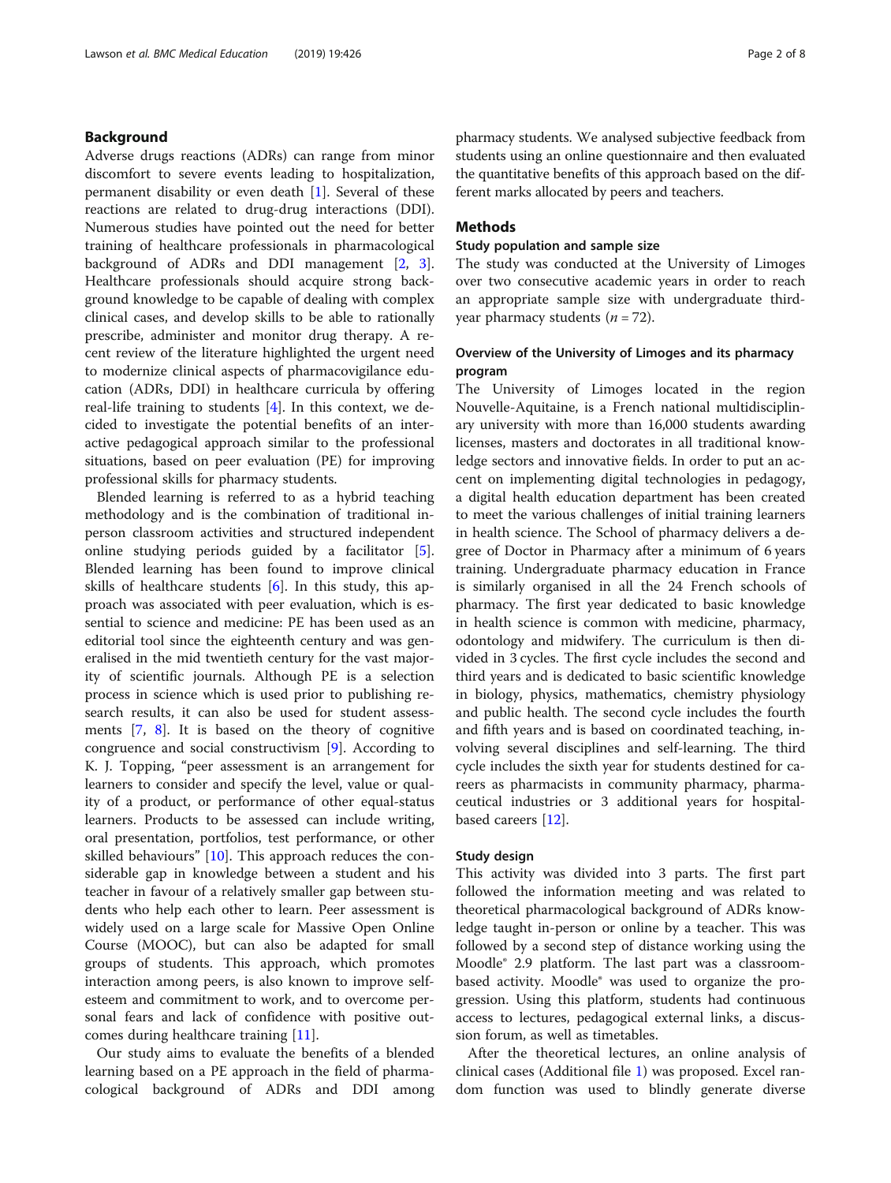## Background

Adverse drugs reactions (ADRs) can range from minor discomfort to severe events leading to hospitalization, permanent disability or even death [1]. Several of these reactions are related to drug-drug interactions (DDI). Numerous studies have pointed out the need for better training of healthcare professionals in pharmacological background of ADRs and DDI management [2, 3]. Healthcare professionals should acquire strong background knowledge to be capable of dealing with complex clinical cases, and develop skills to be able to rationally prescribe, administer and monitor drug therapy. A recent review of the literature highlighted the urgent need to modernize clinical aspects of pharmacovigilance education (ADRs, DDI) in healthcare curricula by offering real-life training to students [4]. In this context, we decided to investigate the potential benefits of an interactive pedagogical approach similar to the professional situations, based on peer evaluation (PE) for improving professional skills for pharmacy students.

Blended learning is referred to as a hybrid teaching methodology and is the combination of traditional in-person classroom activities and structured independent online studying periods guided by a facilitator [5]. Blended learning has been found to improve clinical skills of healthcare students [6]. In this study, this approach was associated with peer evaluation, which is essential to science and medicine: PE has been used as an editorial tool since the eighteenth century and was generalised in the mid twentieth century for the vast majority of scientific journals. Although PE is a selection process in science which is used prior to publishing research results, it can also be used for student assessments [7, 8]. It is based on the theory of cognitive congruence and social constructivism [9]. According to K. J. Topping, "peer assessment is an arrangement for learners to consider and specify the level, value or quality of a product, or performance of other equal-status learners. Products to be assessed can include writing, oral presentation, portfolios, test performance, or other skilled behaviours" [10]. This approach reduces the considerable gap in knowledge between a student and his teacher in favour of a relatively smaller gap between students who help each other to learn. Peer assessment is widely used on a large scale for Massive Open Online Course (MOOC), but can also be adapted for small groups of students. This approach, which promotes interaction among peers, is also known to improve self-esteem and commitment to work, and to overcome personal fears and lack of confidence with positive outcomes during healthcare training [11].

Our study aims to evaluate the benefits of a blended learning based on a PE approach in the field of pharmacological background of ADRs and DDI among pharmacy students. We analysed subjective feedback from students using an online questionnaire and then evaluated the quantitative benefits of this approach based on the different marks allocated by peers and teachers.

## Methods

### Study population and sample size

The study was conducted at the University of Limoges over two consecutive academic years in order to reach an appropriate sample size with undergraduate third-year pharmacy students ($n = 72$).

### Overview of the University of Limoges and its pharmacy program

The University of Limoges located in the region Nouvelle-Aquitaine, is a French national multidisciplinary university with more than 16,000 students awarding licenses, masters and doctorates in all traditional knowledge sectors and innovative fields. In order to put an accent on implementing digital technologies in pedagogy, a digital health education department has been created to meet the various challenges of initial training learners in health science. The School of pharmacy delivers a degree of Doctor in Pharmacy after a minimum of 6 years training. Undergraduate pharmacy education in France is similarly organised in all the 24 French schools of pharmacy. The first year dedicated to basic knowledge in health science is common with medicine, pharmacy, odontology and midwifery. The curriculum is then divided in 3 cycles. The first cycle includes the second and third years and is dedicated to basic scientific knowledge in biology, physics, mathematics, chemistry physiology and public health. The second cycle includes the fourth and fifth years and is based on coordinated teaching, involving several disciplines and self-learning. The third cycle includes the sixth year for students destined for careers as pharmacists in community pharmacy, pharmaceutical industries or 3 additional years for hospital-based careers [12].

### Study design

This activity was divided into 3 parts. The first part followed the information meeting and was related to theoretical pharmacological background of ADRs knowledge taught in-person or online by a teacher. This was followed by a second step of distance working using the Moodle® 2.9 platform. The last part was a classroom-based activity. Moodle® was used to organize the progression. Using this platform, students had continuous access to lectures, pedagogical external links, a discussion forum, as well as timetables.

After the theoretical lectures, an online analysis of clinical cases (Additional file 1) was proposed. Excel random function was used to blindly generate diverse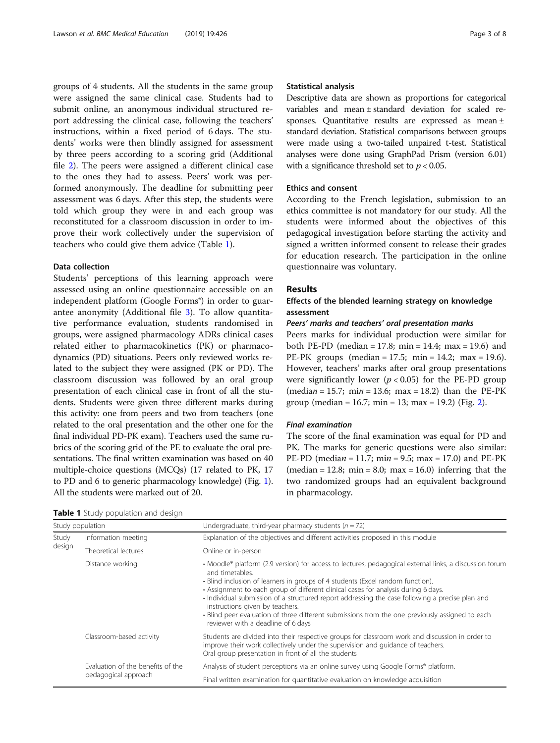groups of 4 students. All the students in the same group were assigned the same clinical case. Students had to submit online, an anonymous individual structured report addressing the clinical case, following the teachers' instructions, within a fixed period of 6 days. The students' works were then blindly assigned for assessment by three peers according to a scoring grid (Additional file 2). The peers were assigned a different clinical case to the ones they had to assess. Peers' work was performed anonymously. The deadline for submitting peer assessment was 6 days. After this step, the students were told which group they were in and each group was reconstituted for a classroom discussion in order to improve their work collectively under the supervision of teachers who could give them advice (Table 1).

### Data collection

Students' perceptions of this learning approach were assessed using an online questionnaire accessible on an independent platform (Google Forms®) in order to guarantee anonymity (Additional file 3). To allow quantitative performance evaluation, students randomised in groups, were assigned pharmacology ADRs clinical cases related either to pharmacokinetics (PK) or pharmacodynamics (PD) situations. Peers only reviewed works related to the subject they were assigned (PK or PD). The classroom discussion was followed by an oral group presentation of each clinical case in front of all the students. Students were given three different marks during this activity: one from peers and two from teachers (one related to the oral presentation and the other one for the final individual PD-PK exam). Teachers used the same rubrics of the scoring grid of the PE to evaluate the oral presentations. The final written examination was based on 40 multiple-choice questions (MCQs) (17 related to PK, 17 to PD and 6 to generic pharmacology knowledge) (Fig. 1). All the students were marked out of 20.

### Statistical analysis

Descriptive data are shown as proportions for categorical variables and mean ± standard deviation for scaled responses. Quantitative results are expressed as mean ± standard deviation. Statistical comparisons between groups were made using a two-tailed unpaired t-test. Statistical analyses were done using GraphPad Prism (version 6.01) with a significance threshold set to $p < 0.05$.

### Ethics and consent

According to the French legislation, submission to an ethics committee is not mandatory for our study. All the students were informed about the objectives of this pedagogical investigation before starting the activity and signed a written informed consent to release their grades for education research. The participation in the online questionnaire was voluntary.

## Results

### Effects of the blended learning strategy on knowledge assessment

#### *Peers' marks and teachers' oral presentation marks*

Peers marks for individual production were similar for both PE-PD (median = 17.8; min = 14.4; max = 19.6) and PE-PK groups (median = 17.5; min = 14.2; max = 19.6). However, teachers' marks after oral group presentations were significantly lower ($p < 0.05$) for the PE-PD group (median = 15.7; min = 13.6; max = 18.2) than the PE-PK group (median = 16.7; min = 13; max = 19.2) (Fig. 2).

#### *Final examination*

The score of the final examination was equal for PD and PK. The marks for generic questions were also similar: PE-PD (median = 11.7; min = 9.5; max = 17.0) and PE-PK (median = 12.8; min = 8.0; max = 16.0) inferring that the two randomized groups had an equivalent background in pharmacology.

**Table 1** Study population and design

| Study population | | Undergraduate, third-year pharmacy students ($n = 72$) |
|---|---|---|
| Study design | Information meeting | Explanation of the objectives and different activities proposed in this module |
| | Theoretical lectures | Online or in-person |
| | Distance working | • Moodle® platform (2.9 version) for access to lectures, pedagogical external links, a discussion forum and timetables.<br>• Blind inclusion of learners in groups of 4 students (Excel random function).<br>• Assignment to each group of different clinical cases for analysis during 6 days.<br>• Individual submission of a structured report addressing the case following a precise plan and instructions given by teachers.<br>• Blind peer evaluation of three different submissions from the one previously assigned to each reviewer with a deadline of 6 days |
| | Classroom-based activity | Students are divided into their respective groups for classroom work and discussion in order to improve their work collectively under the supervision and guidance of teachers.<br>Oral group presentation in front of all the students |
| | Evaluation of the benefits of the pedagogical approach | Analysis of student perceptions via an online survey using Google Forms® platform. |
| | | Final written examination for quantitative evaluation on knowledge acquisition |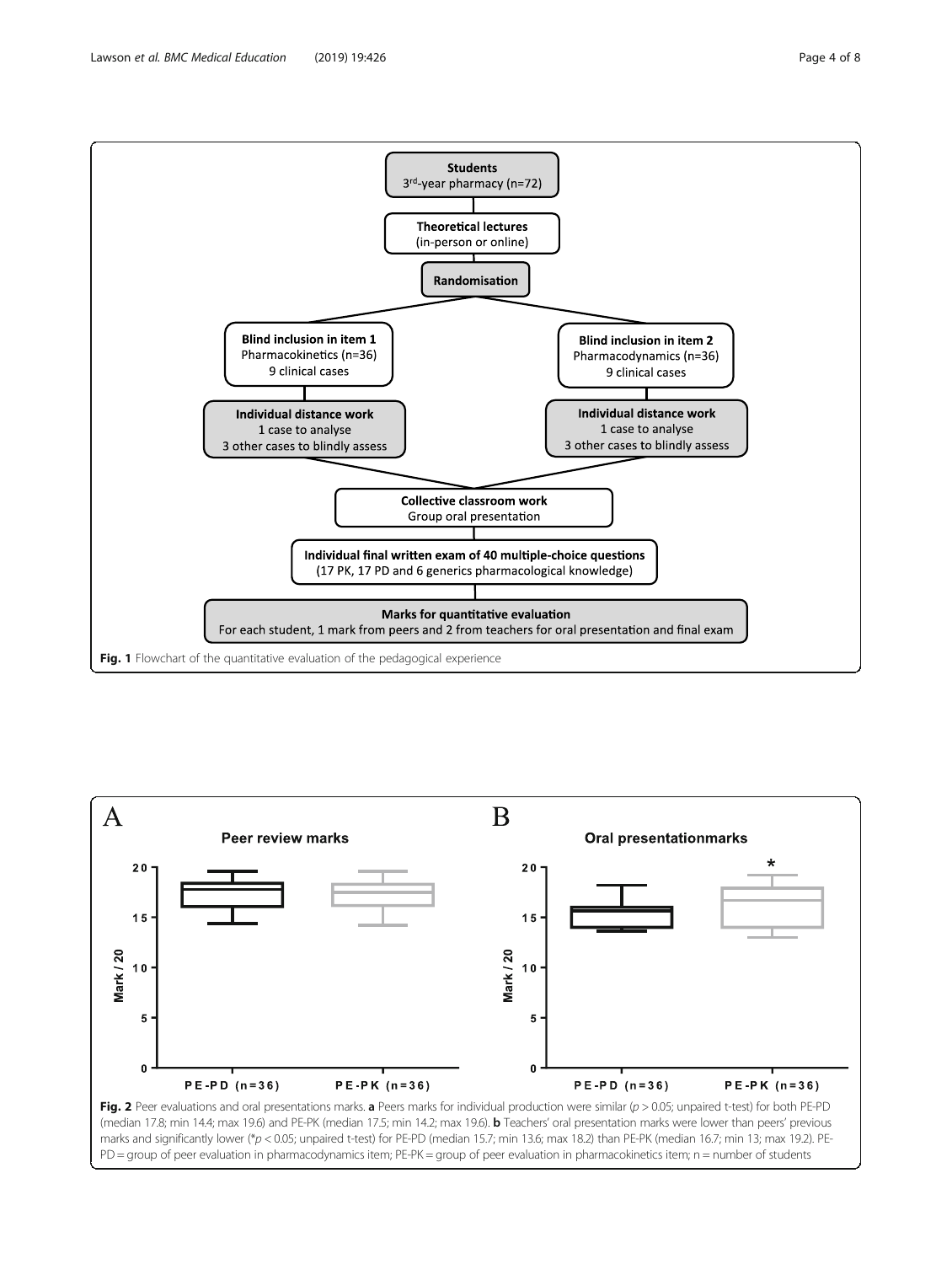**Fig. 1** Flowchart of the quantitative evaluation of the pedagogical experience

**Fig. 2** Peer evaluations and oral presentations marks. **a** Peers marks for individual production were similar ($p > 0.05$; unpaired t-test) for both PE-PD (median 17.8; min 14.4; max 19.6) and PE-PK (median 17.5; min 14.2; max 19.6). **b** Teachers' oral presentation marks were lower than peers' previous marks and significantly lower (*$p < 0.05$; unpaired t-test) for PE-PD (median 15.7; min 13.6; max 18.2) than PE-PK (median 16.7; min 13; max 19.2). PE-PD = group of peer evaluation in pharmacodynamics item; PE-PK = group of peer evaluation in pharmacokinetics item; n = number of students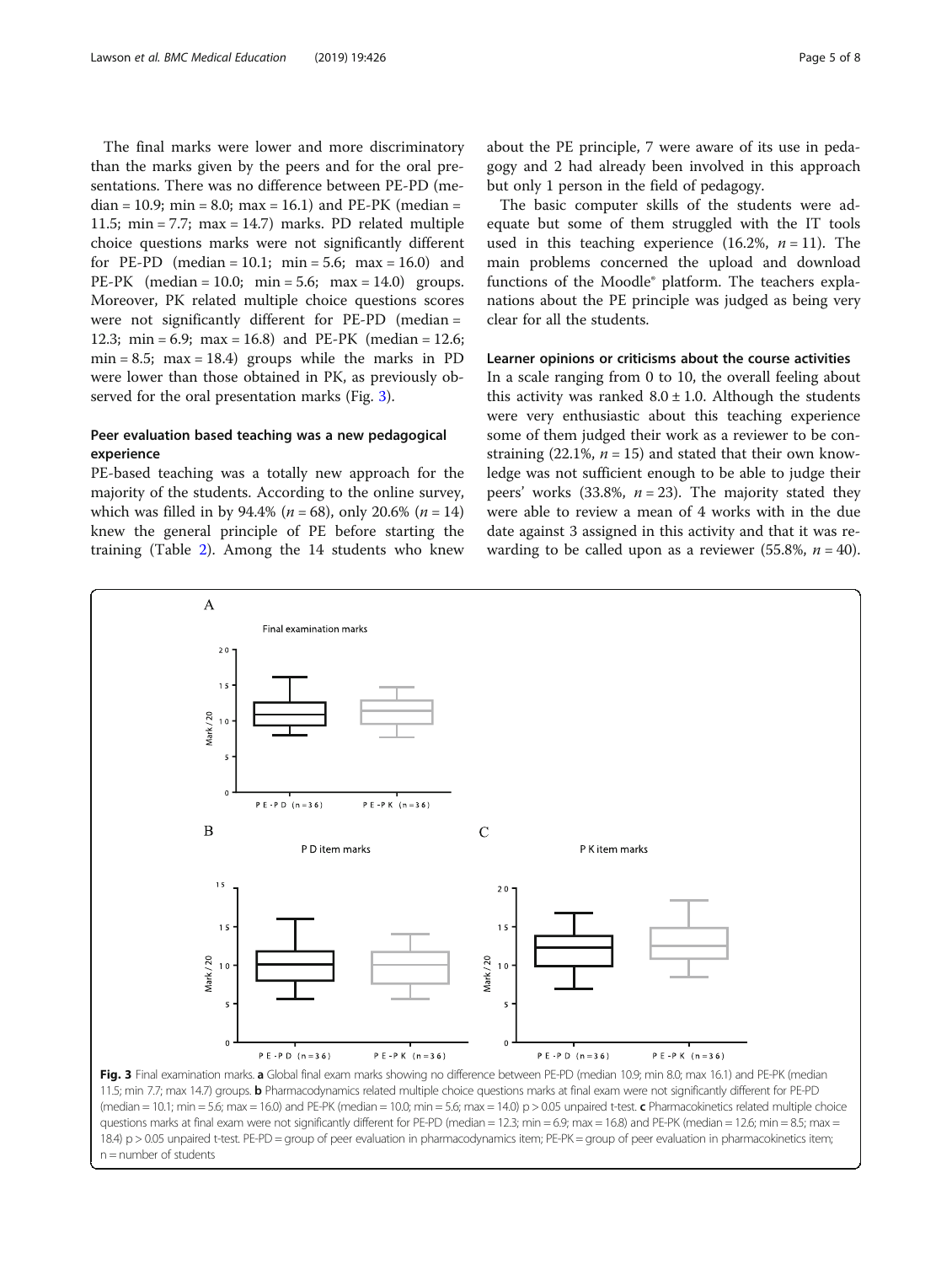The final marks were lower and more discriminatory than the marks given by the peers and for the oral presentations. There was no difference between PE-PD (median = 10.9; min = 8.0; max = 16.1) and PE-PK (median = 11.5; min = 7.7; max = 14.7) marks. PD related multiple choice questions marks were not significantly different for PE-PD (median = 10.1; min = 5.6; max = 16.0) and PE-PK (median = 10.0; min = 5.6; max = 14.0) groups. Moreover, PK related multiple choice questions scores were not significantly different for PE-PD (median = 12.3; min = 6.9; max = 16.8) and PE-PK (median = 12.6; min = 8.5; max = 18.4) groups while the marks in PD were lower than those obtained in PK, as previously observed for the oral presentation marks (Fig. 3).

## Peer evaluation based teaching was a new pedagogical experience

PE-based teaching was a totally new approach for the majority of the students. According to the online survey, which was filled in by 94.4% ($n = 68$), only 20.6% ($n = 14$) knew the general principle of PE before starting the training (Table 2). Among the 14 students who knew about the PE principle, 7 were aware of its use in pedagogy and 2 had already been involved in this approach but only 1 person in the field of pedagogy.

The basic computer skills of the students were adequate but some of them struggled with the IT tools used in this teaching experience (16.2%, $n = 11$). The main problems concerned the upload and download functions of the Moodle® platform. The teachers explanations about the PE principle was judged as being very clear for all the students.

## Learner opinions or criticisms about the course activities

In a scale ranging from 0 to 10, the overall feeling about this activity was ranked $8.0 \pm 1.0$. Although the students were very enthusiastic about this teaching experience some of them judged their work as a reviewer to be constraining (22.1%, $n = 15$) and stated that their own knowledge was not sufficient enough to be able to judge their peers' works (33.8%, $n = 23$). The majority stated they were able to review a mean of 4 works with in the due date against 3 assigned in this activity and that it was rewarding to be called upon as a reviewer (55.8%, $n = 40$).

**Fig. 3** Final examination marks. **a** Global final exam marks showing no difference between PE-PD (median 10.9; min 8.0; max 16.1) and PE-PK (median 11.5; min 7.7; max 14.7) groups. **b** Pharmacodynamics related multiple choice questions marks at final exam were not significantly different for PE-PD (median = 10.1; min = 5.6; max = 16.0) and PE-PK (median = 10.0; min = 5.6; max = 14.0) p > 0.05 unpaired t-test. **c** Pharmacokinetics related multiple choice questions marks at final exam were not significantly different for PE-PD (median = 12.3; min = 6.9; max = 16.8) and PE-PK (median = 12.6; min = 8.5; max = 18.4) p > 0.05 unpaired t-test. PE-PD = group of peer evaluation in pharmacodynamics item; PE-PK = group of peer evaluation in pharmacokinetics item; n = number of students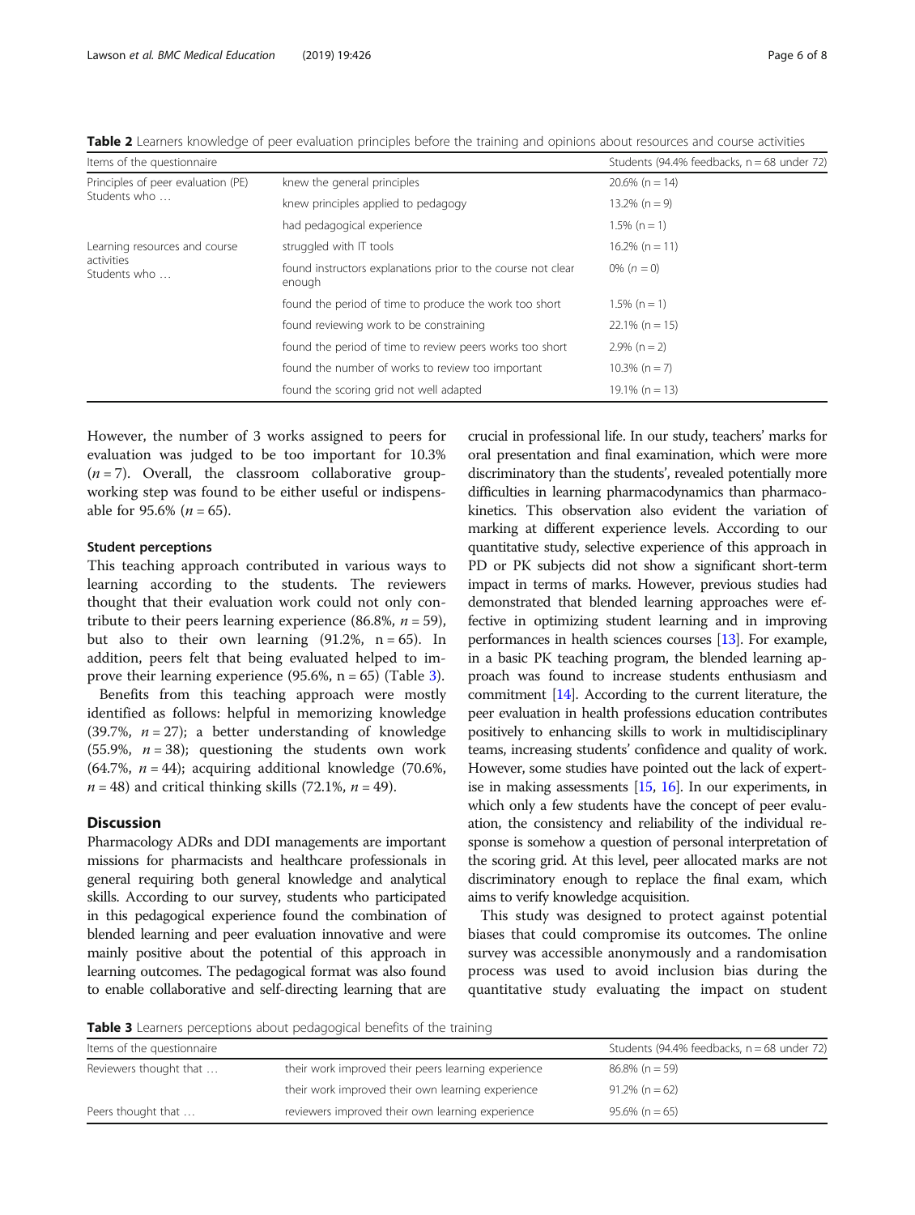**Table 2** Learners knowledge of peer evaluation principles before the training and opinions about resources and course activities

| Items of the questionnaire | | Students (94.4% feedbacks, n = 68 under 72) |
|---|---|---|
| Principles of peer evaluation (PE) Students who … | knew the general principles | 20.6% (n = 14) |
| | knew principles applied to pedagogy | 13.2% (n = 9) |
| | had pedagogical experience | 1.5% (n = 1) |
| Learning resources and course activities Students who … | struggled with IT tools | 16.2% (n = 11) |
| | found instructors explanations prior to the course not clear enough | 0% (*n* = 0) |
| | found the period of time to produce the work too short | 1.5% (n = 1) |
| | found reviewing work to be constraining | 22.1% (n = 15) |
| | found the period of time to review peers works too short | 2.9% (n = 2) |
| | found the number of works to review too important | 10.3% (n = 7) |
| | found the scoring grid not well adapted | 19.1% (n = 13) |

However, the number of 3 works assigned to peers for evaluation was judged to be too important for 10.3% (*n* = 7). Overall, the classroom collaborative group-working step was found to be either useful or indispensable for 95.6% (*n* = 65).

### Student perceptions

This teaching approach contributed in various ways to learning according to the students. The reviewers thought that their evaluation work could not only contribute to their peers learning experience (86.8%, *n* = 59), but also to their own learning (91.2%, n = 65). In addition, peers felt that being evaluated helped to improve their learning experience (95.6%, n = 65) (Table 3).

Benefits from this teaching approach were mostly identified as follows: helpful in memorizing knowledge (39.7%, *n* = 27); a better understanding of knowledge (55.9%, *n* = 38); questioning the students own work (64.7%, *n* = 44); acquiring additional knowledge (70.6%, *n* = 48) and critical thinking skills (72.1%, *n* = 49).

## Discussion

Pharmacology ADRs and DDI managements are important missions for pharmacists and healthcare professionals in general requiring both general knowledge and analytical skills. According to our survey, students who participated in this pedagogical experience found the combination of blended learning and peer evaluation innovative and were mainly positive about the potential of this approach in learning outcomes. The pedagogical format was also found to enable collaborative and self-directing learning that are crucial in professional life. In our study, teachers' marks for oral presentation and final examination, which were more discriminatory than the students', revealed potentially more difficulties in learning pharmacodynamics than pharmacokinetics. This observation also evident the variation of marking at different experience levels. According to our quantitative study, selective experience of this approach in PD or PK subjects did not show a significant short-term impact in terms of marks. However, previous studies had demonstrated that blended learning approaches were effective in optimizing student learning and in improving performances in health sciences courses [13]. For example, in a basic PK teaching program, the blended learning approach was found to increase students enthusiasm and commitment [14]. According to the current literature, the peer evaluation in health professions education contributes positively to enhancing skills to work in multidisciplinary teams, increasing students' confidence and quality of work. However, some studies have pointed out the lack of expertise in making assessments [15, 16]. In our experiments, in which only a few students have the concept of peer evaluation, the consistency and reliability of the individual response is somehow a question of personal interpretation of the scoring grid. At this level, peer allocated marks are not discriminatory enough to replace the final exam, which aims to verify knowledge acquisition.

This study was designed to protect against potential biases that could compromise its outcomes. The online survey was accessible anonymously and a randomisation process was used to avoid inclusion bias during the quantitative study evaluating the impact on student

**Table 3** Learners perceptions about pedagogical benefits of the training

| Items of the questionnaire | | Students (94.4% feedbacks, n = 68 under 72) |
|---|---|---|
| Reviewers thought that … | their work improved their peers learning experience | 86.8% (n = 59) |
| | their work improved their own learning experience | 91.2% (n = 62) |
| Peers thought that … | reviewers improved their own learning experience | 95.6% (n = 65) |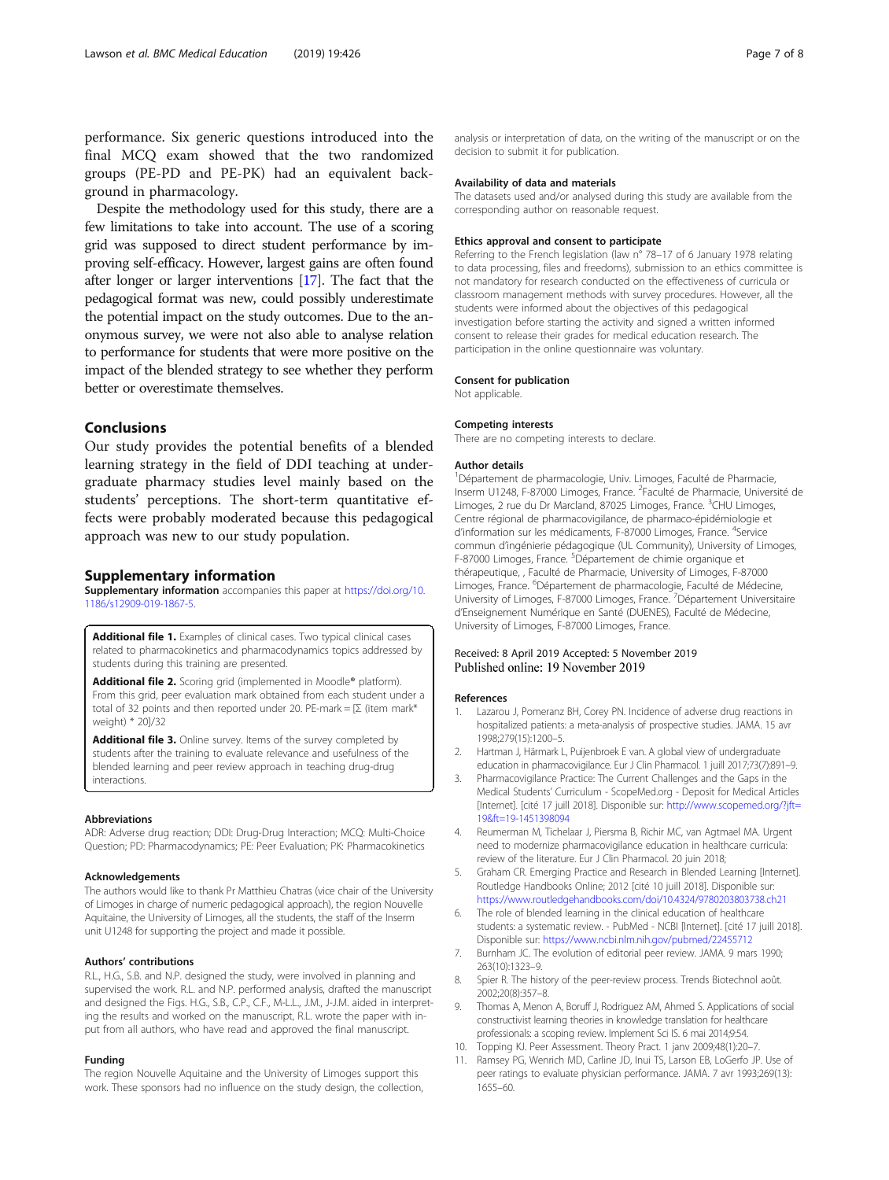performance. Six generic questions introduced into the final MCQ exam showed that the two randomized groups (PE-PD and PE-PK) had an equivalent background in pharmacology.

Despite the methodology used for this study, there are a few limitations to take into account. The use of a scoring grid was supposed to direct student performance by improving self-efficacy. However, largest gains are often found after longer or larger interventions [17]. The fact that the pedagogical format was new, could possibly underestimate the potential impact on the study outcomes. Due to the anonymous survey, we were not also able to analyse relation to performance for students that were more positive on the impact of the blended strategy to see whether they perform better or overestimate themselves.

## Conclusions

Our study provides the potential benefits of a blended learning strategy in the field of DDI teaching at undergraduate pharmacy studies level mainly based on the students' perceptions. The short-term quantitative effects were probably moderated because this pedagogical approach was new to our study population.

## Supplementary information

**Supplementary information** accompanies this paper at https://doi.org/10.1186/s12909-019-1867-5.

**Additional file 1.** Examples of clinical cases. Two typical clinical cases related to pharmacokinetics and pharmacodynamics topics addressed by students during this training are presented.

**Additional file 2.** Scoring grid (implemented in Moodle® platform). From this grid, peer evaluation mark obtained from each student under a total of 32 points and then reported under 20. PE-mark = [Σ (item mark* weight) * 20]/32

**Additional file 3.** Online survey. Items of the survey completed by students after the training to evaluate relevance and usefulness of the blended learning and peer review approach in teaching drug-drug interactions.

### Abbreviations

ADR: Adverse drug reaction; DDI: Drug-Drug Interaction; MCQ: Multi-Choice Question; PD: Pharmacodynamics; PE: Peer Evaluation; PK: Pharmacokinetics

### Acknowledgements

The authors would like to thank Pr Matthieu Chatras (vice chair of the University of Limoges in charge of numeric pedagogical approach), the region Nouvelle Aquitaine, the University of Limoges, all the students, the staff of the Inserm unit U1248 for supporting the project and made it possible.

### Authors' contributions

R.L., H.G., S.B. and N.P. designed the study, were involved in planning and supervised the work. R.L. and N.P. performed analysis, drafted the manuscript and designed the Figs. H.G., S.B., C.P., C.F., M-L.L., J.M., J-J.M. aided in interpreting the results and worked on the manuscript, R.L. wrote the paper with input from all authors, who have read and approved the final manuscript.

### Funding

The region Nouvelle Aquitaine and the University of Limoges support this work. These sponsors had no influence on the study design, the collection, analysis or interpretation of data, on the writing of the manuscript or on the decision to submit it for publication.

### Availability of data and materials

The datasets used and/or analysed during this study are available from the corresponding author on reasonable request.

### Ethics approval and consent to participate

Referring to the French legislation (law n° 78–17 of 6 January 1978 relating to data processing, files and freedoms), submission to an ethics committee is not mandatory for research conducted on the effectiveness of curricula or classroom management methods with survey procedures. However, all the students were informed about the objectives of this pedagogical investigation before starting the activity and signed a written informed consent to release their grades for medical education research. The participation in the online questionnaire was voluntary.

### Consent for publication

Not applicable.

### Competing interests

There are no competing interests to declare.

### Author details

[1]Département de pharmacologie, Univ. Limoges, Faculté de Pharmacie, Inserm U1248, F-87000 Limoges, France. [2]Faculté de Pharmacie, Université de Limoges, 2 rue du Dr Marcland, 87025 Limoges, France. [3]CHU Limoges, Centre régional de pharmacovigilance, de pharmaco-épidémiologie et d'information sur les médicaments, F-87000 Limoges, France. [4]Service commun d'ingénierie pédagogique (UL Community), University of Limoges, F-87000 Limoges, France. [5]Département de chimie organique et thérapeutique, , Faculté de Pharmacie, University of Limoges, F-87000 Limoges, France. [6]Département de pharmacologie, Faculté de Médecine, University of Limoges, F-87000 Limoges, France. [7]Département Universitaire d'Enseignement Numérique en Santé (DUENES), Faculté de Médecine, University of Limoges, F-87000 Limoges, France.

Received: 8 April 2019 Accepted: 5 November 2019
Published online: 19 November 2019

### References

1. Lazarou J, Pomeranz BH, Corey PN. Incidence of adverse drug reactions in hospitalized patients: a meta-analysis of prospective studies. JAMA. 15 avr 1998;279(15):1200–5.
2. Hartman J, Härmark L, Puijenbroek E van. A global view of undergraduate education in pharmacovigilance. Eur J Clin Pharmacol. 1 juill 2017;73(7):891–9.
3. Pharmacovigilance Practice: The Current Challenges and the Gaps in the Medical Students' Curriculum - ScopeMed.org - Deposit for Medical Articles [Internet]. [cité 17 juill 2018]. Disponible sur: http://www.scopemed.org/?jft=19&ft=19-1451398094
4. Reumerman M, Tichelaar J, Piersma B, Richir MC, van Agtmaal MA. Urgent need to modernize pharmacovigilance education in healthcare curricula: review of the literature. Eur J Clin Pharmacol. 20 juin 2018;
5. Graham CR. Emerging Practice and Research in Blended Learning [Internet]. Routledge Handbooks Online; 2012 [cité 10 juill 2018]. Disponible sur: https://www.routledgehandbooks.com/doi/10.4324/9780203803738.ch21
6. The role of blended learning in the clinical education of healthcare students: a systematic review. - PubMed - NCBI [Internet]. [cité 17 juill 2018]. Disponible sur: https://www.ncbi.nlm.nih.gov/pubmed/22455712
7. Burnham JC. The evolution of editorial peer review. JAMA. 9 mars 1990; 263(10):1323–9.
8. Spier R. The history of the peer-review process. Trends Biotechnol août. 2002;20(8):357–8.
9. Thomas A, Menon A, Boruff J, Rodriguez AM, Ahmed S. Applications of social constructivist learning theories in knowledge translation for healthcare professionals: a scoping review. Implement Sci IS. 6 mai 2014;9:54.
10. Topping KJ. Peer Assessment. Theory Pract. 1 janv 2009;48(1):20–7.
11. Ramsey PG, Wenrich MD, Carline JD, Inui TS, Larson EB, LoGerfo JP. Use of peer ratings to evaluate physician performance. JAMA. 7 avr 1993;269(13): 1655–60.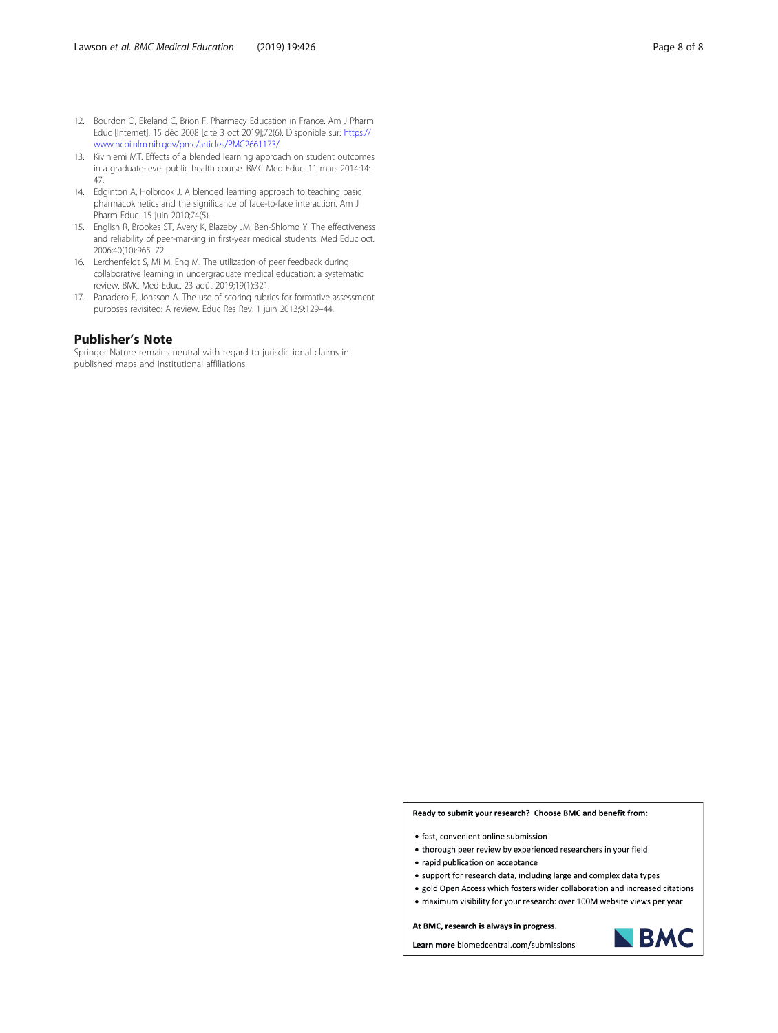12. Bourdon O, Ekeland C, Brion F. Pharmacy Education in France. Am J Pharm Educ [Internet]. 15 déc 2008 [cité 3 oct 2019];72(6). Disponible sur: https://www.ncbi.nlm.nih.gov/pmc/articles/PMC2661173/
13. Kiviniemi MT. Effects of a blended learning approach on student outcomes in a graduate-level public health course. BMC Med Educ. 11 mars 2014;14:47.
14. Edginton A, Holbrook J. A blended learning approach to teaching basic pharmacokinetics and the significance of face-to-face interaction. Am J Pharm Educ. 15 juin 2010;74(5).
15. English R, Brookes ST, Avery K, Blazeby JM, Ben-Shlomo Y. The effectiveness and reliability of peer-marking in first-year medical students. Med Educ oct. 2006;40(10):965–72.
16. Lerchenfeldt S, Mi M, Eng M. The utilization of peer feedback during collaborative learning in undergraduate medical education: a systematic review. BMC Med Educ. 23 août 2019;19(1):321.
17. Panadero E, Jonsson A. The use of scoring rubrics for formative assessment purposes revisited: A review. Educ Res Rev. 1 juin 2013;9:129–44.

## Publisher's Note

Springer Nature remains neutral with regard to jurisdictional claims in published maps and institutional affiliations.

**Ready to submit your research? Choose BMC and benefit from:**

- fast, convenient online submission
- thorough peer review by experienced researchers in your field
- rapid publication on acceptance
- support for research data, including large and complex data types
- gold Open Access which fosters wider collaboration and increased citations
- maximum visibility for your research: over 100M website views per year

**At BMC, research is always in progress.**

**Learn more** biomedcentral.com/submissions

BMC